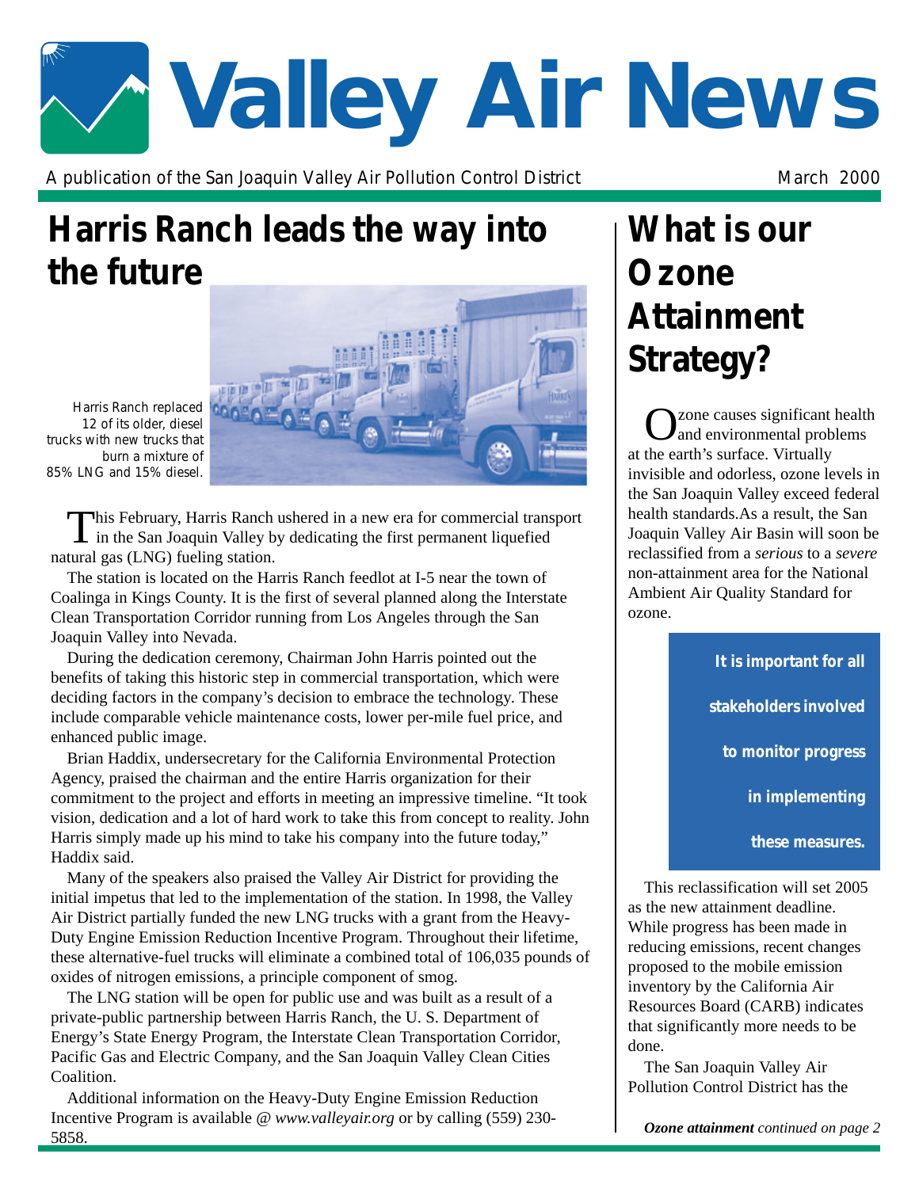# Valley Air News

A publication of the San Joaquin Valley Air Pollution Control District

March 2000

## Harris Ranch leads the way into the future

Harris Ranch replaced 12 of its older, diesel trucks with new trucks that burn a mixture of 85% LNG and 15% diesel.

This February, Harris Ranch ushered in a new era for commercial transport in the San Joaquin Valley by dedicating the first permanent liquefied natural gas (LNG) fueling station.

The station is located on the Harris Ranch feedlot at I-5 near the town of Coalinga in Kings County. It is the first of several planned along the Interstate Clean Transportation Corridor running from Los Angeles through the San Joaquin Valley into Nevada.

During the dedication ceremony, Chairman John Harris pointed out the benefits of taking this historic step in commercial transportation, which were deciding factors in the company's decision to embrace the technology. These include comparable vehicle maintenance costs, lower per-mile fuel price, and enhanced public image.

Brian Haddix, undersecretary for the California Environmental Protection Agency, praised the chairman and the entire Harris organization for their commitment to the project and efforts in meeting an impressive timeline. "It took vision, dedication and a lot of hard work to take this from concept to reality. John Harris simply made up his mind to take his company into the future today," Haddix said.

Many of the speakers also praised the Valley Air District for providing the initial impetus that led to the implementation of the station. In 1998, the Valley Air District partially funded the new LNG trucks with a grant from the Heavy-Duty Engine Emission Reduction Incentive Program. Throughout their lifetime, these alternative-fuel trucks will eliminate a combined total of 106,035 pounds of oxides of nitrogen emissions, a principle component of smog.

The LNG station will be open for public use and was built as a result of a private-public partnership between Harris Ranch, the U. S. Department of Energy's State Energy Program, the Interstate Clean Transportation Corridor, Pacific Gas and Electric Company, and the San Joaquin Valley Clean Cities Coalition.

Additional information on the Heavy-Duty Engine Emission Reduction Incentive Program is available @ *www.valleyair.org* or by calling (559) 230-5858.

## What is our Ozone Attainment Strategy?

Ozone causes significant health and environmental problems at the earth's surface. Virtually invisible and odorless, ozone levels in the San Joaquin Valley exceed federal health standards.As a result, the San Joaquin Valley Air Basin will soon be reclassified from a *serious* to a *severe* non-attainment area for the National Ambient Air Quality Standard for ozone.

**It is important for all stakeholders involved to monitor progress in implementing these measures.**

This reclassification will set 2005 as the new attainment deadline. While progress has been made in reducing emissions, recent changes proposed to the mobile emission inventory by the California Air Resources Board (CARB) indicates that significantly more needs to be done.

The San Joaquin Valley Air Pollution Control District has the

***Ozone attainment** continued on page 2*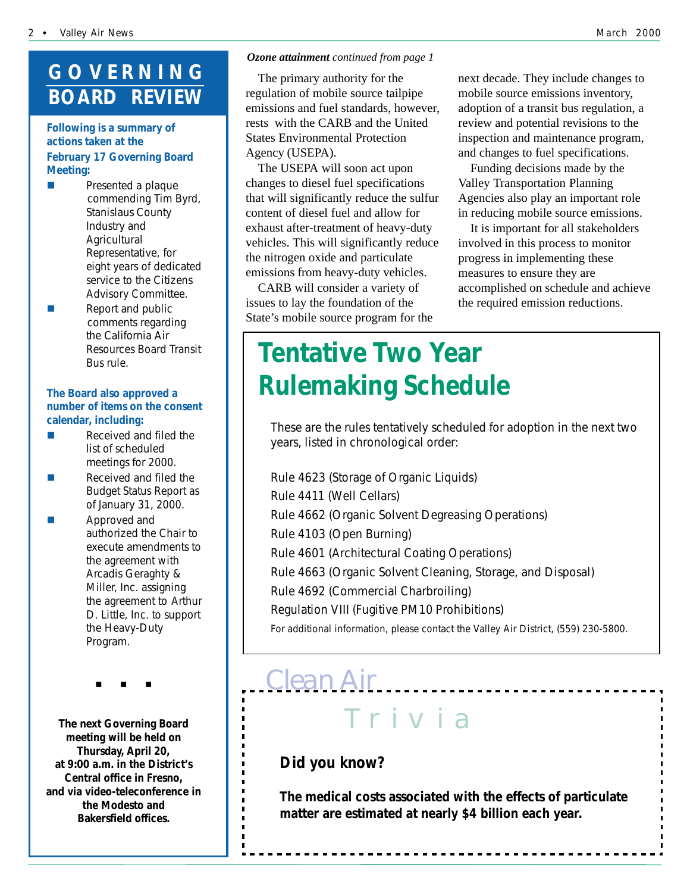## GOVERNING BOARD REVIEW

**Following is a summary of actions taken at the February 17 Governing Board Meeting:**

- Presented a plaque commending Tim Byrd, Stanislaus County Industry and Agricultural Representative, for eight years of dedicated service to the Citizens Advisory Committee.
- Report and public comments regarding the California Air Resources Board Transit Bus rule.

**The Board also approved a number of items on the consent calendar, including:**

- Received and filed the list of scheduled meetings for 2000.
- Received and filed the Budget Status Report as of January 31, 2000.
- Approved and authorized the Chair to execute amendments to the agreement with Arcadis Geraghty & Miller, Inc. assigning the agreement to Arthur D. Little, Inc. to support the Heavy-Duty Program.

■ ■ ■

**The next Governing Board meeting will be held on Thursday, April 20, at 9:00 a.m. in the District's Central office in Fresno, and via video-teleconference in the Modesto and Bakersfield offices.**

***Ozone attainment** continued from page 1*

The primary authority for the regulation of mobile source tailpipe emissions and fuel standards, however, rests with the CARB and the United States Environmental Protection Agency (USEPA).

The USEPA will soon act upon changes to diesel fuel specifications that will significantly reduce the sulfur content of diesel fuel and allow for exhaust after-treatment of heavy-duty vehicles. This will significantly reduce the nitrogen oxide and particulate emissions from heavy-duty vehicles.

CARB will consider a variety of issues to lay the foundation of the State's mobile source program for the next decade. They include changes to mobile source emissions inventory, adoption of a transit bus regulation, a review and potential revisions to the inspection and maintenance program, and changes to fuel specifications.

Funding decisions made by the Valley Transportation Planning Agencies also play an important role in reducing mobile source emissions.

It is important for all stakeholders involved in this process to monitor progress in implementing these measures to ensure they are accomplished on schedule and achieve the required emission reductions.

## Tentative Two Year Rulemaking Schedule

These are the rules tentatively scheduled for adoption in the next two years, listed in chronological order:

Rule 4623 (Storage of Organic Liquids)
Rule 4411 (Well Cellars)
Rule 4662 (Organic Solvent Degreasing Operations)
Rule 4103 (Open Burning)
Rule 4601 (Architectural Coating Operations)
Rule 4663 (Organic Solvent Cleaning, Storage, and Disposal)
Rule 4692 (Commercial Charbroiling)
Regulation VIII (Fugitive PM10 Prohibitions)

For additional information, please contact the Valley Air District, (559) 230-5800.

## Clean Air Trivia

**Did you know?**

**The medical costs associated with the effects of particulate matter are estimated at nearly $4 billion each year.**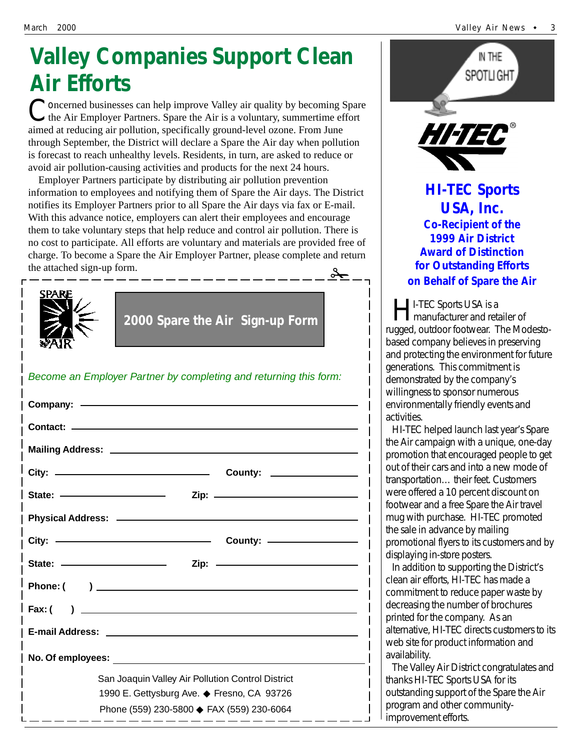# Valley Companies Support Clean Air Efforts

Concerned businesses can help improve Valley air quality by becoming Spare the Air Employer Partners. Spare the Air is a voluntary, summertime effort aimed at reducing air pollution, specifically ground-level ozone. From June through September, the District will declare a Spare the Air day when pollution is forecast to reach unhealthy levels. Residents, in turn, are asked to reduce or avoid air pollution-causing activities and products for the next 24 hours.

Employer Partners participate by distributing air pollution prevention information to employees and notifying them of Spare the Air days. The District notifies its Employer Partners prior to all Spare the Air days via fax or E-mail. With this advance notice, employers can alert their employees and encourage them to take voluntary steps that help reduce and control air pollution. There is no cost to participate. All efforts are voluntary and materials are provided free of charge. To become a Spare the Air Employer Partner, please complete and return the attached sign-up form.

SPARE THE AIR

## 2000 Spare the Air Sign-up Form

*Become an Employer Partner by completing and returning this form:*

**Company:** ______________________________

**Contact:** ______________________________

**Mailing Address:** ______________________________

**City:** ______________ **County:** ______________

**State:** ______________ **Zip:** ______________

**Physical Address:** ______________________________

**City:** ______________ **County:** ______________

**State:** ______________ **Zip:** ______________

**Phone: (   )** ______________________________

**Fax: (   )** ______________________________

**E-mail Address:** ______________________________

**No. Of employees:** ______________________________

San Joaquin Valley Air Pollution Control District
1990 E. Gettysburg Ave. ◆ Fresno, CA 93726
Phone (559) 230-5800 ◆ FAX (559) 230-6064

---

IN THE SPOTLIGHT

HI-TEC®

## HI-TEC Sports USA, Inc.

### Co-Recipient of the 1999 Air District Award of Distinction for Outstanding Efforts on Behalf of Spare the Air

HI-TEC Sports USA is a manufacturer and retailer of rugged, outdoor footwear. The Modesto-based company believes in preserving and protecting the environment for future generations. This commitment is demonstrated by the company's willingness to sponsor numerous environmentally friendly events and activities.

HI-TEC helped launch last year's Spare the Air campaign with a unique, one-day promotion that encouraged people to get out of their cars and into a new mode of transportation… their feet. Customers were offered a 10 percent discount on footwear and a free Spare the Air travel mug with purchase. HI-TEC promoted the sale in advance by mailing promotional flyers to its customers and by displaying in-store posters.

In addition to supporting the District's clean air efforts, HI-TEC has made a commitment to reduce paper waste by decreasing the number of brochures printed for the company. As an alternative, HI-TEC directs customers to its web site for product information and availability.

The Valley Air District congratulates and thanks HI-TEC Sports USA for its outstanding support of the Spare the Air program and other community-improvement efforts.